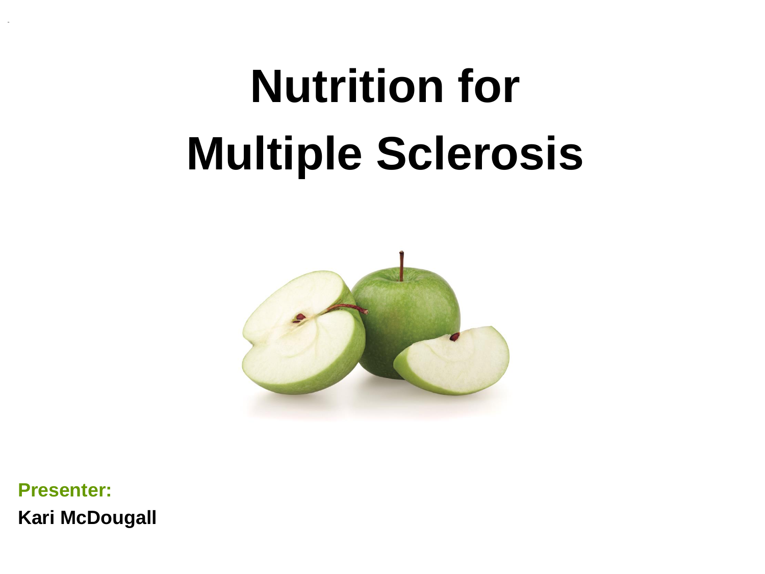# Nutrition for Multiple Sclerosis

**Presenter:**

**Kari McDougall**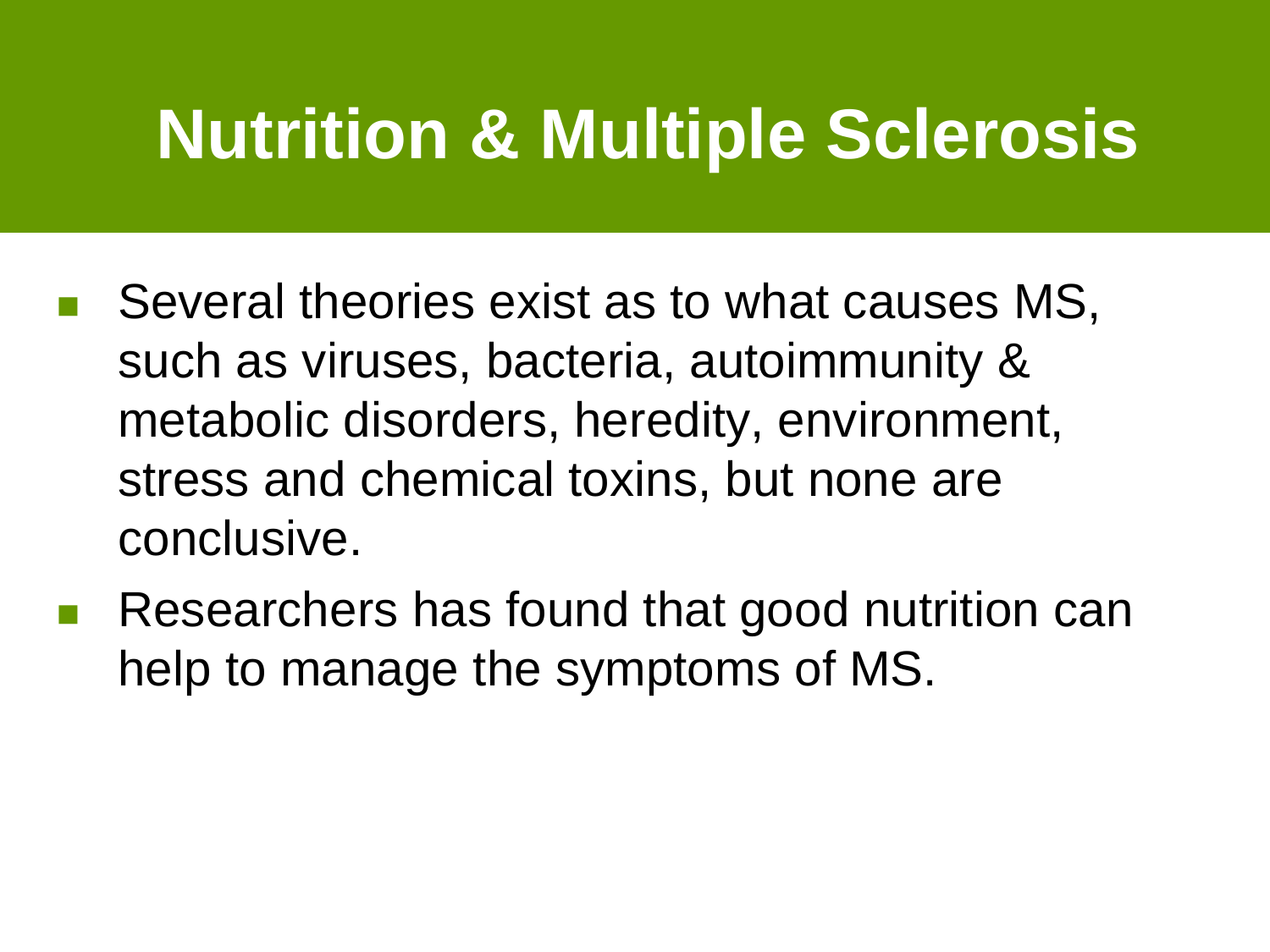# Nutrition & Multiple Sclerosis

- Several theories exist as to what causes MS, such as viruses, bacteria, autoimmunity & metabolic disorders, heredity, environment, stress and chemical toxins, but none are conclusive.
- Researchers has found that good nutrition can help to manage the symptoms of MS.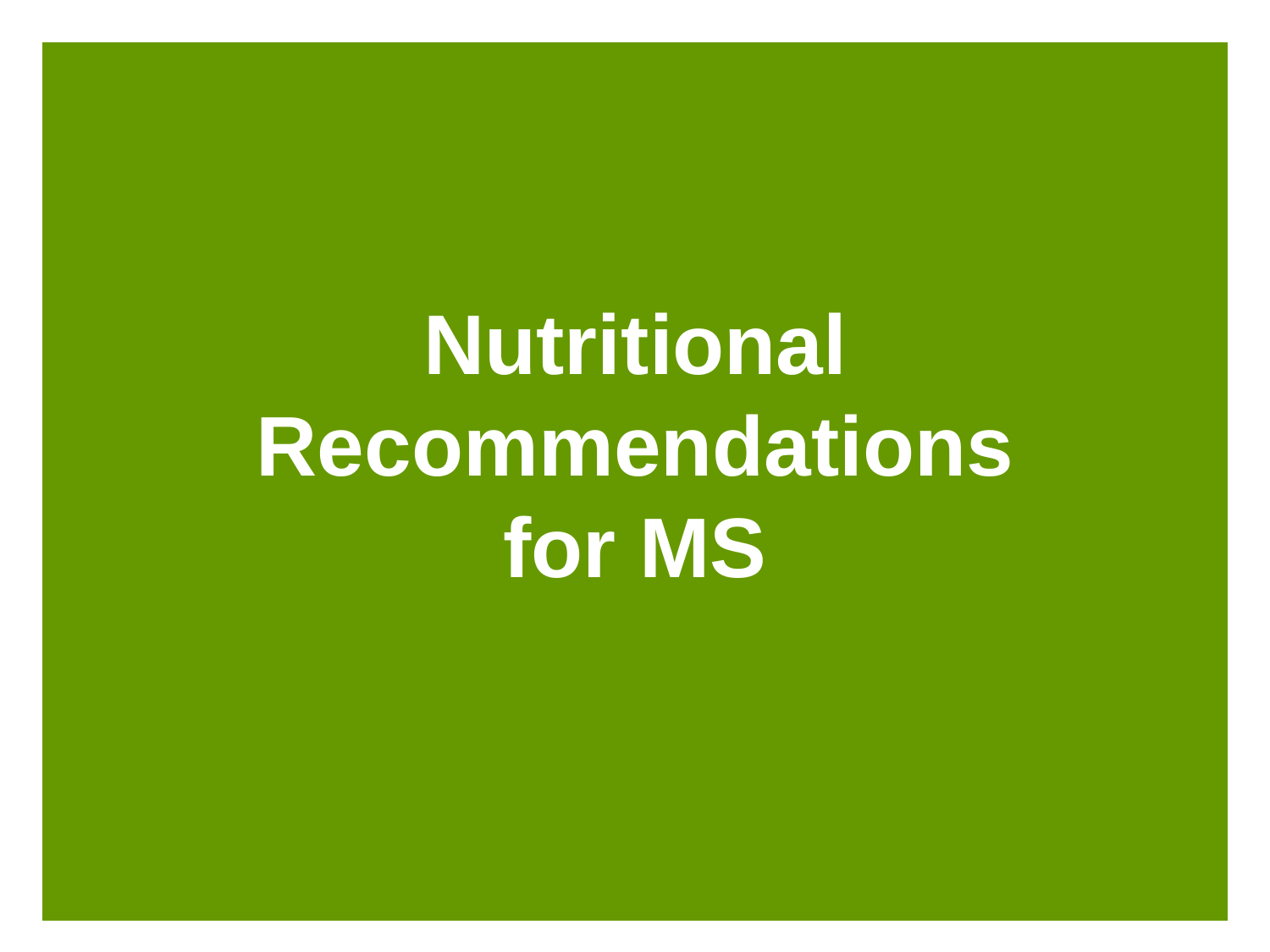# Nutritional Recommendations for MS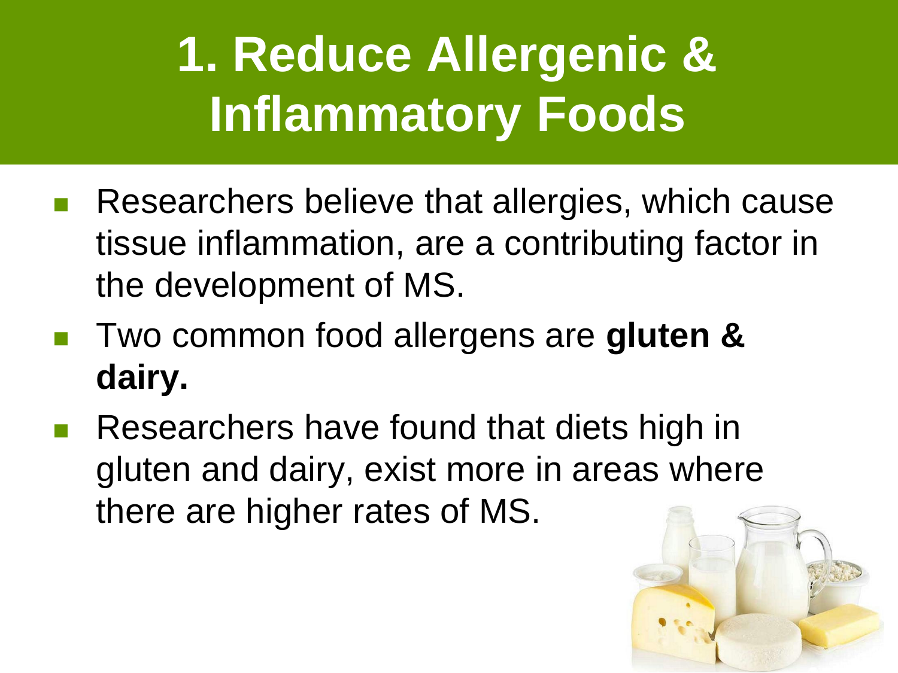# 1. Reduce Allergenic & Inflammatory Foods

- Researchers believe that allergies, which cause tissue inflammation, are a contributing factor in the development of MS.
- Two common food allergens are **gluten & dairy.**
- Researchers have found that diets high in gluten and dairy, exist more in areas where there are higher rates of MS.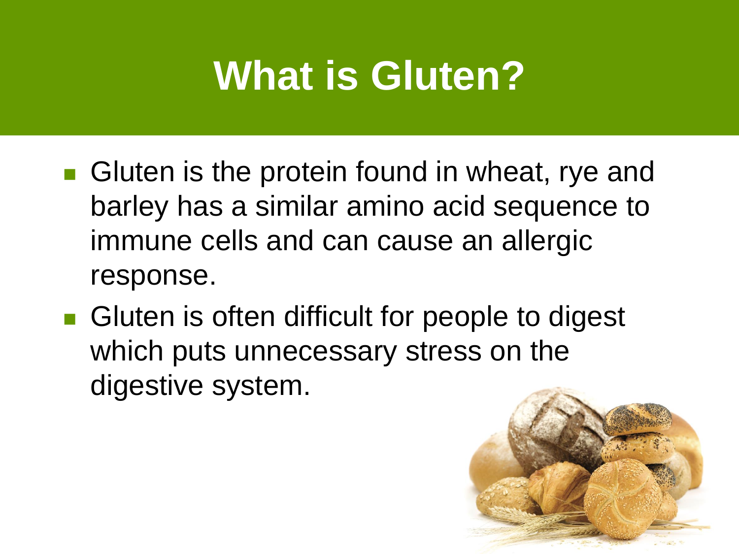# What is Gluten?

- Gluten is the protein found in wheat, rye and barley has a similar amino acid sequence to immune cells and can cause an allergic response.
- Gluten is often difficult for people to digest which puts unnecessary stress on the digestive system.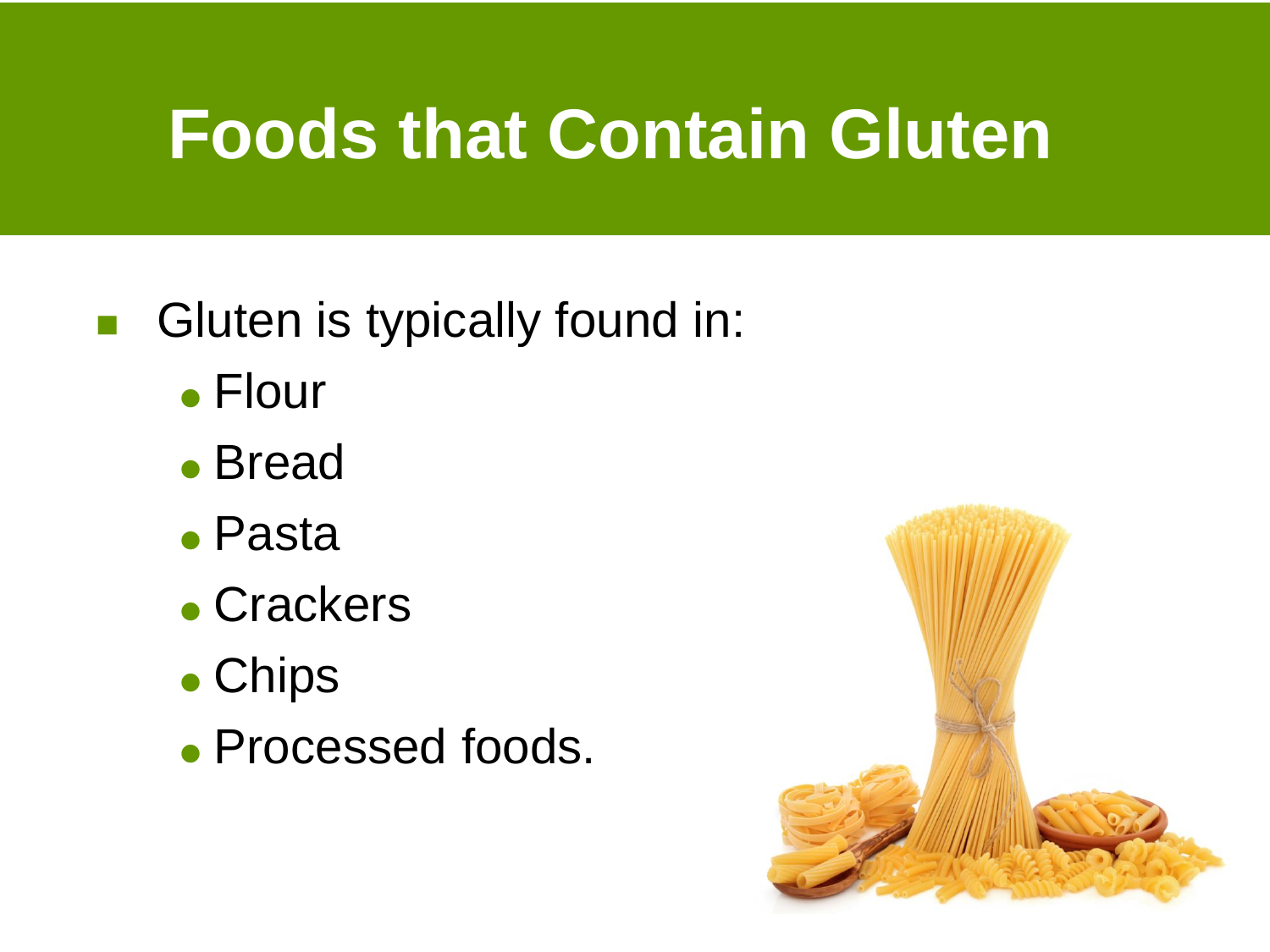# Foods that Contain Gluten

- Gluten is typically found in:
  - Flour
  - Bread
  - Pasta
  - Crackers
  - Chips
  - Processed foods.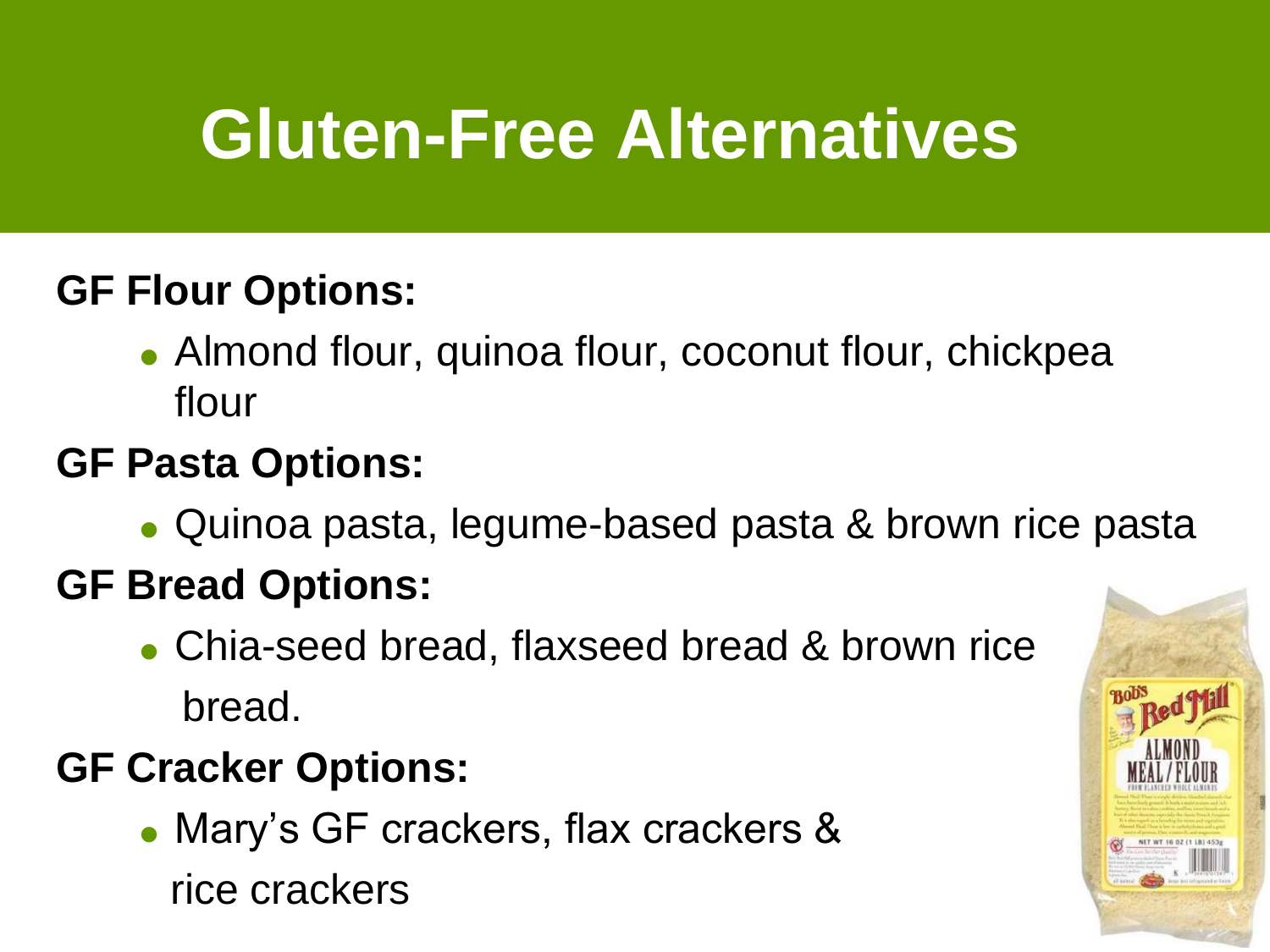# Gluten-Free Alternatives

**GF Flour Options:**

- Almond flour, quinoa flour, coconut flour, chickpea flour

**GF Pasta Options:**

- Quinoa pasta, legume-based pasta & brown rice pasta

**GF Bread Options:**

- Chia-seed bread, flaxseed bread & brown rice bread.

**GF Cracker Options:**

- Mary's GF crackers, flax crackers & rice crackers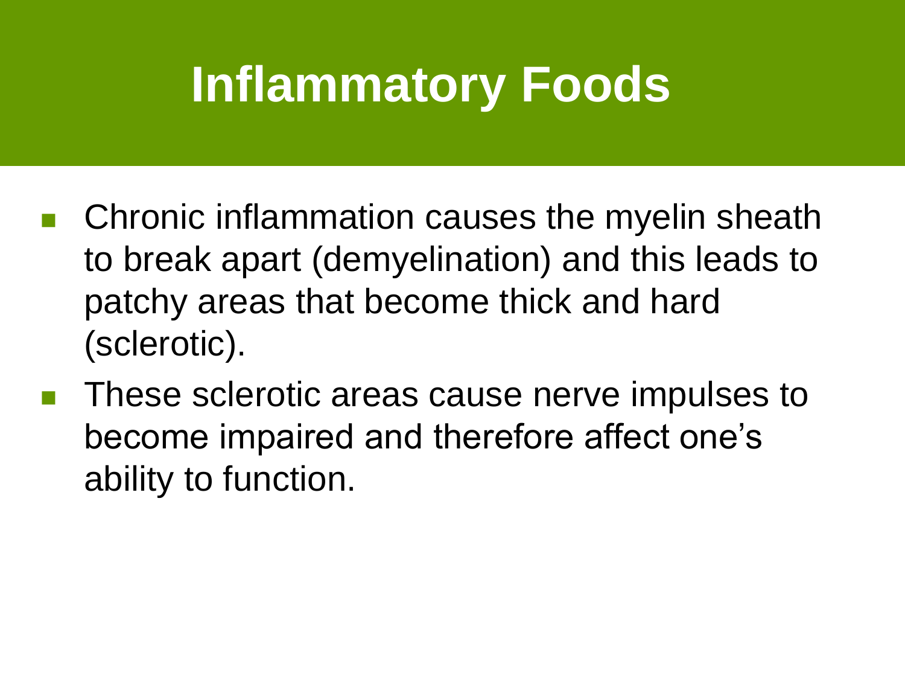# Inflammatory Foods

- Chronic inflammation causes the myelin sheath to break apart (demyelination) and this leads to patchy areas that become thick and hard (sclerotic).
- These sclerotic areas cause nerve impulses to become impaired and therefore affect one's ability to function.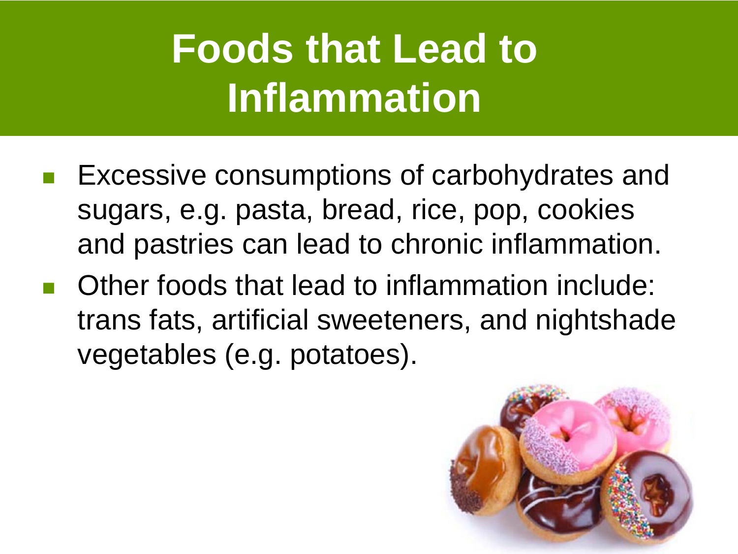# Foods that Lead to Inflammation

- Excessive consumptions of carbohydrates and sugars, e.g. pasta, bread, rice, pop, cookies and pastries can lead to chronic inflammation.
- Other foods that lead to inflammation include: trans fats, artificial sweeteners, and nightshade vegetables (e.g. potatoes).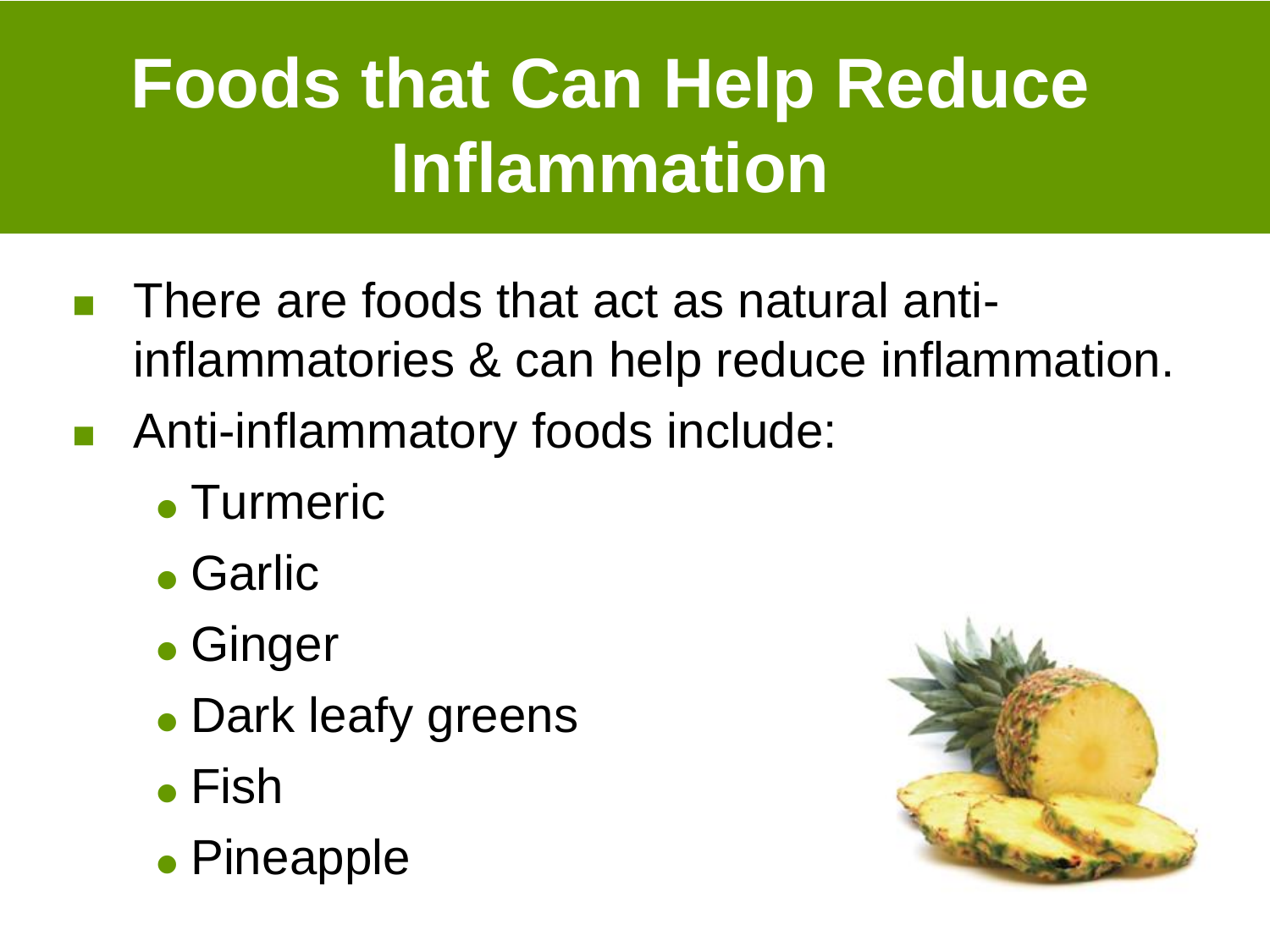# Foods that Can Help Reduce Inflammation

- There are foods that act as natural anti-inflammatories & can help reduce inflammation.
- Anti-inflammatory foods include:
  - Turmeric
  - Garlic
  - Ginger
  - Dark leafy greens
  - Fish
  - Pineapple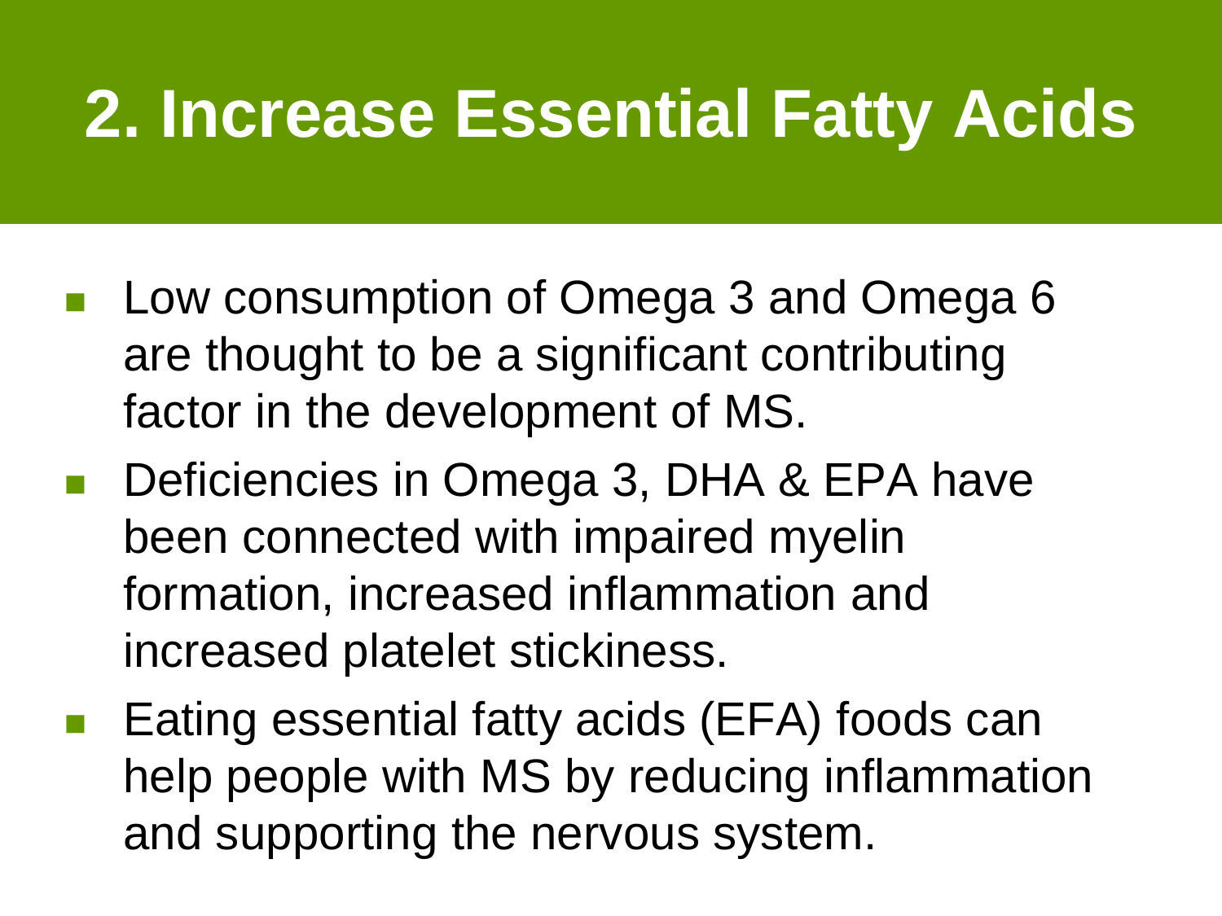# 2. Increase Essential Fatty Acids

- Low consumption of Omega 3 and Omega 6 are thought to be a significant contributing factor in the development of MS.
- Deficiencies in Omega 3, DHA & EPA have been connected with impaired myelin formation, increased inflammation and increased platelet stickiness.
- Eating essential fatty acids (EFA) foods can help people with MS by reducing inflammation and supporting the nervous system.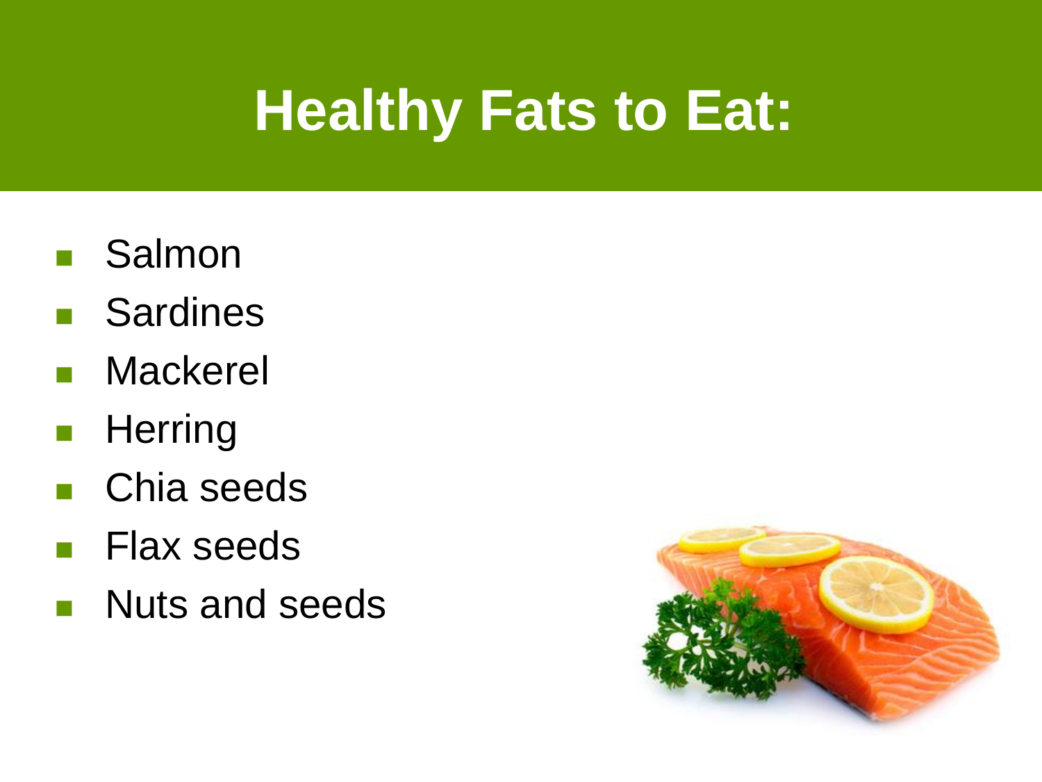# Healthy Fats to Eat:

- Salmon
- Sardines
- Mackerel
- Herring
- Chia seeds
- Flax seeds
- Nuts and seeds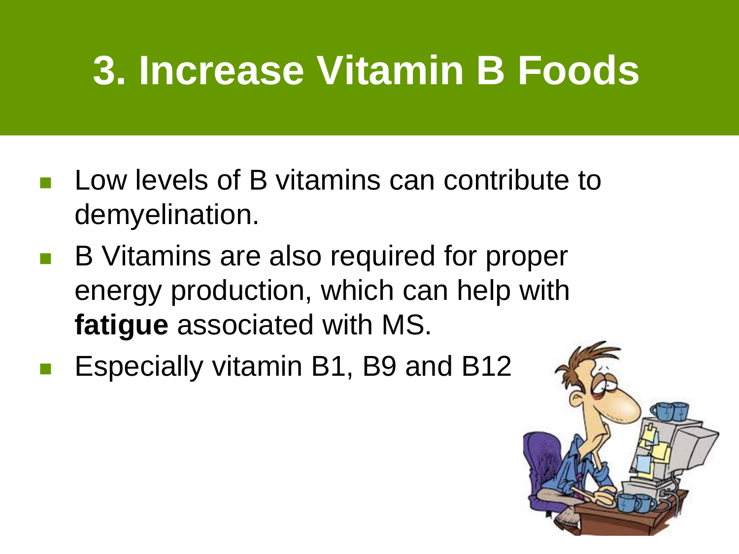# 3. Increase Vitamin B Foods

- Low levels of B vitamins can contribute to demyelination.
- B Vitamins are also required for proper energy production, which can help with **fatigue** associated with MS.
- Especially vitamin B1, B9 and B12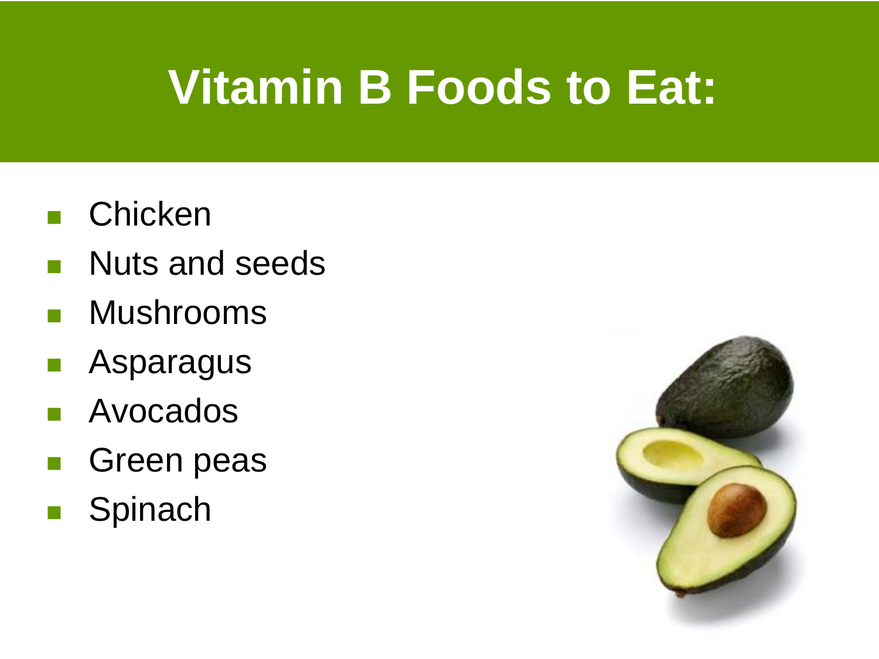# Vitamin B Foods to Eat:

- Chicken
- Nuts and seeds
- Mushrooms
- Asparagus
- Avocados
- Green peas
- Spinach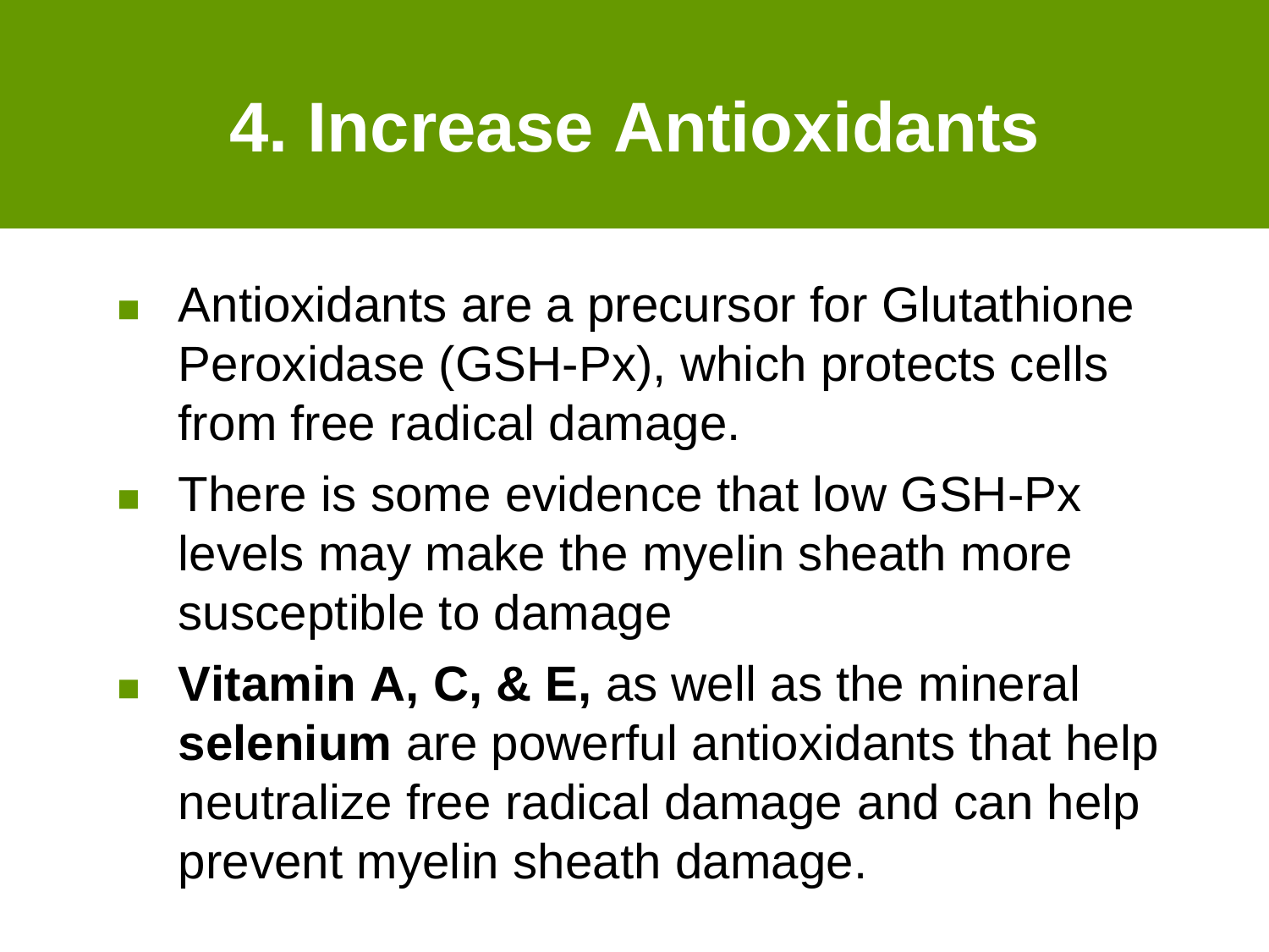# 4. Increase Antioxidants

- Antioxidants are a precursor for Glutathione Peroxidase (GSH-Px), which protects cells from free radical damage.
- There is some evidence that low GSH-Px levels may make the myelin sheath more susceptible to damage
- **Vitamin A, C, & E,** as well as the mineral **selenium** are powerful antioxidants that help neutralize free radical damage and can help prevent myelin sheath damage.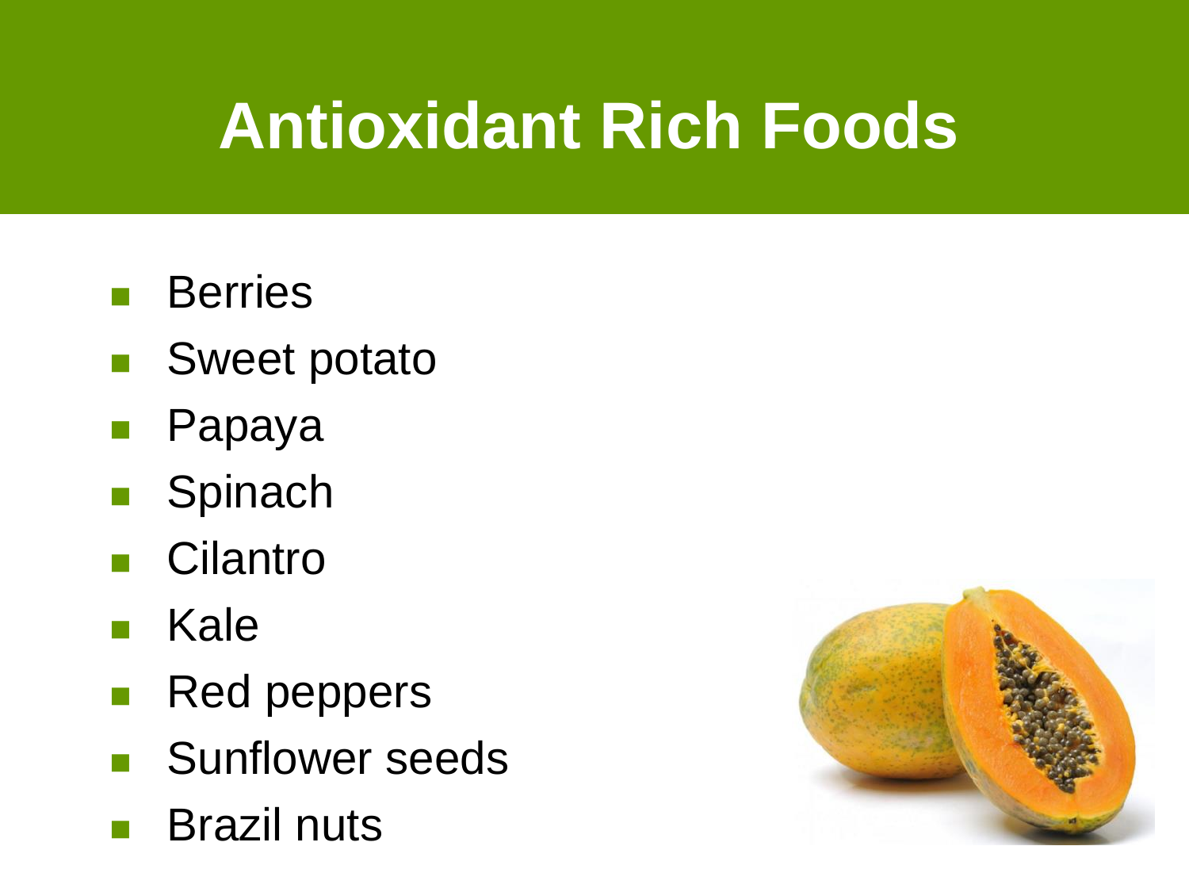# Antioxidant Rich Foods

- Berries
- Sweet potato
- Papaya
- Spinach
- Cilantro
- Kale
- Red peppers
- Sunflower seeds
- Brazil nuts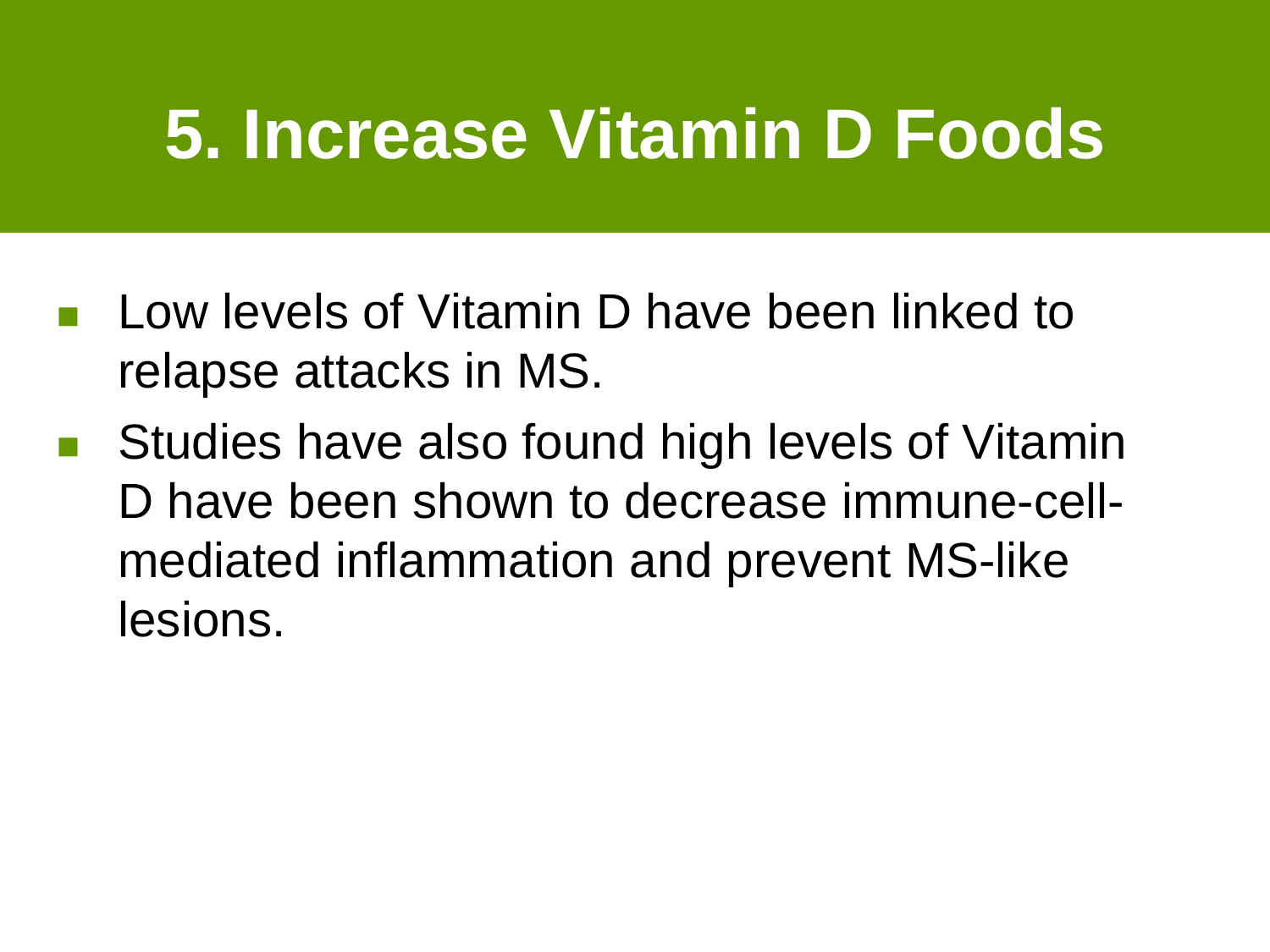# 5. Increase Vitamin D Foods

- Low levels of Vitamin D have been linked to relapse attacks in MS.
- Studies have also found high levels of Vitamin D have been shown to decrease immune-cell-mediated inflammation and prevent MS-like lesions.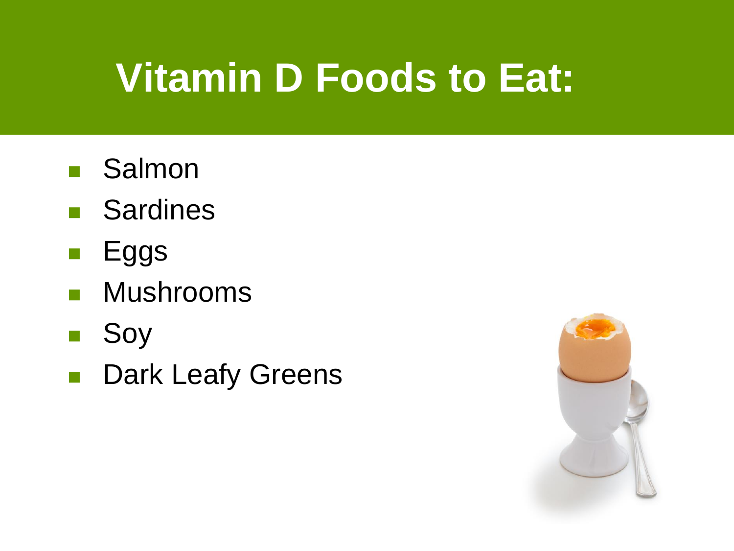# Vitamin D Foods to Eat:

- Salmon
- Sardines
- Eggs
- Mushrooms
- Soy
- Dark Leafy Greens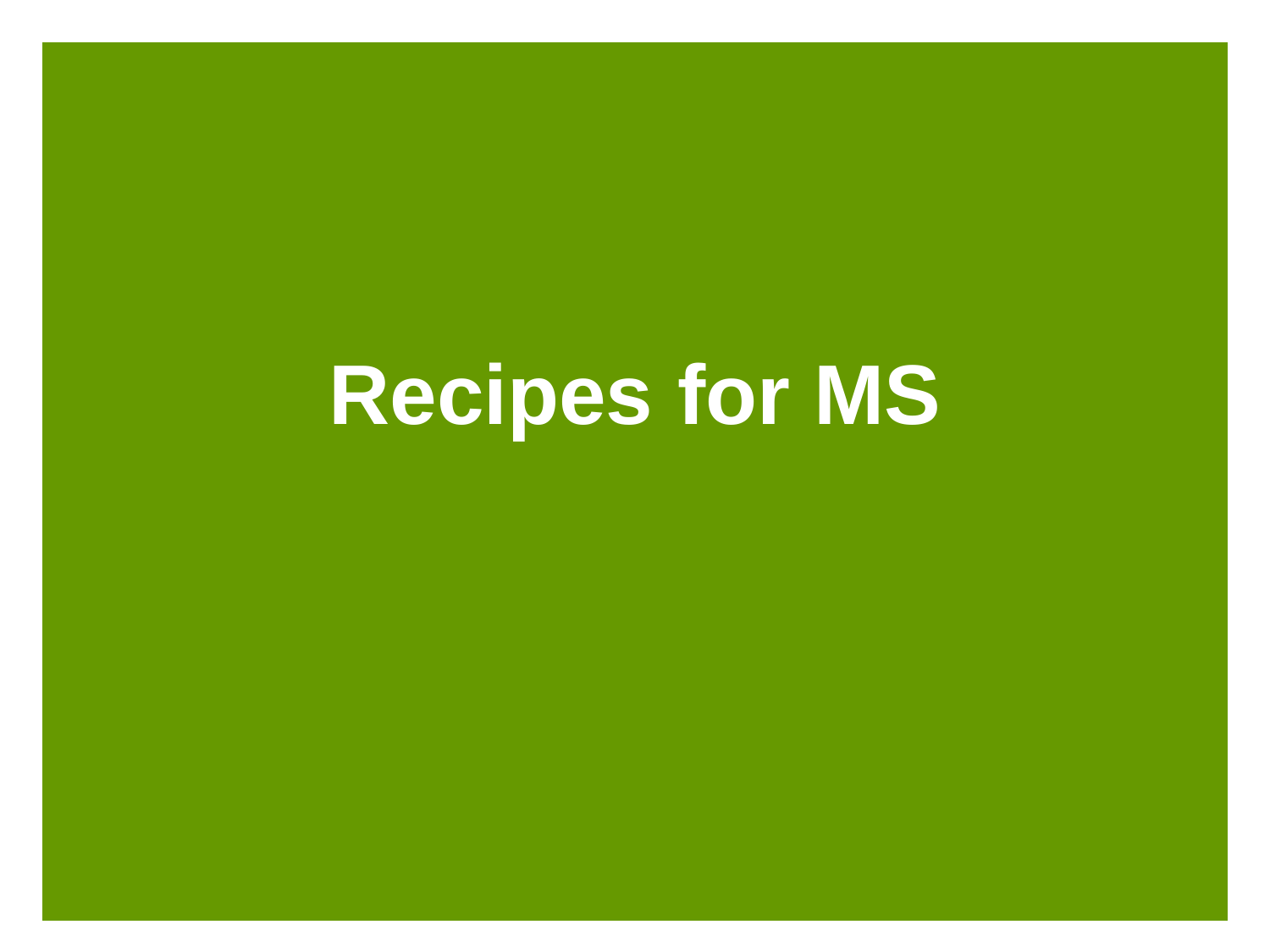# Recipes for MS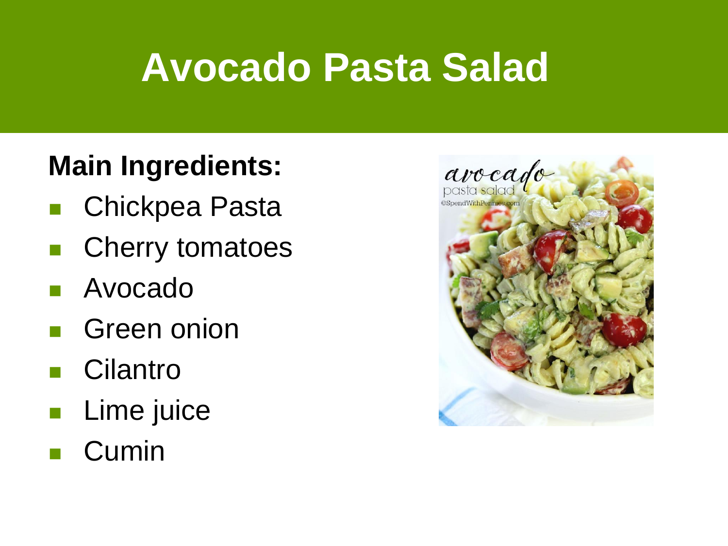# Avocado Pasta Salad

**Main Ingredients:**

- Chickpea Pasta
- Cherry tomatoes
- Avocado
- Green onion
- Cilantro
- Lime juice
- Cumin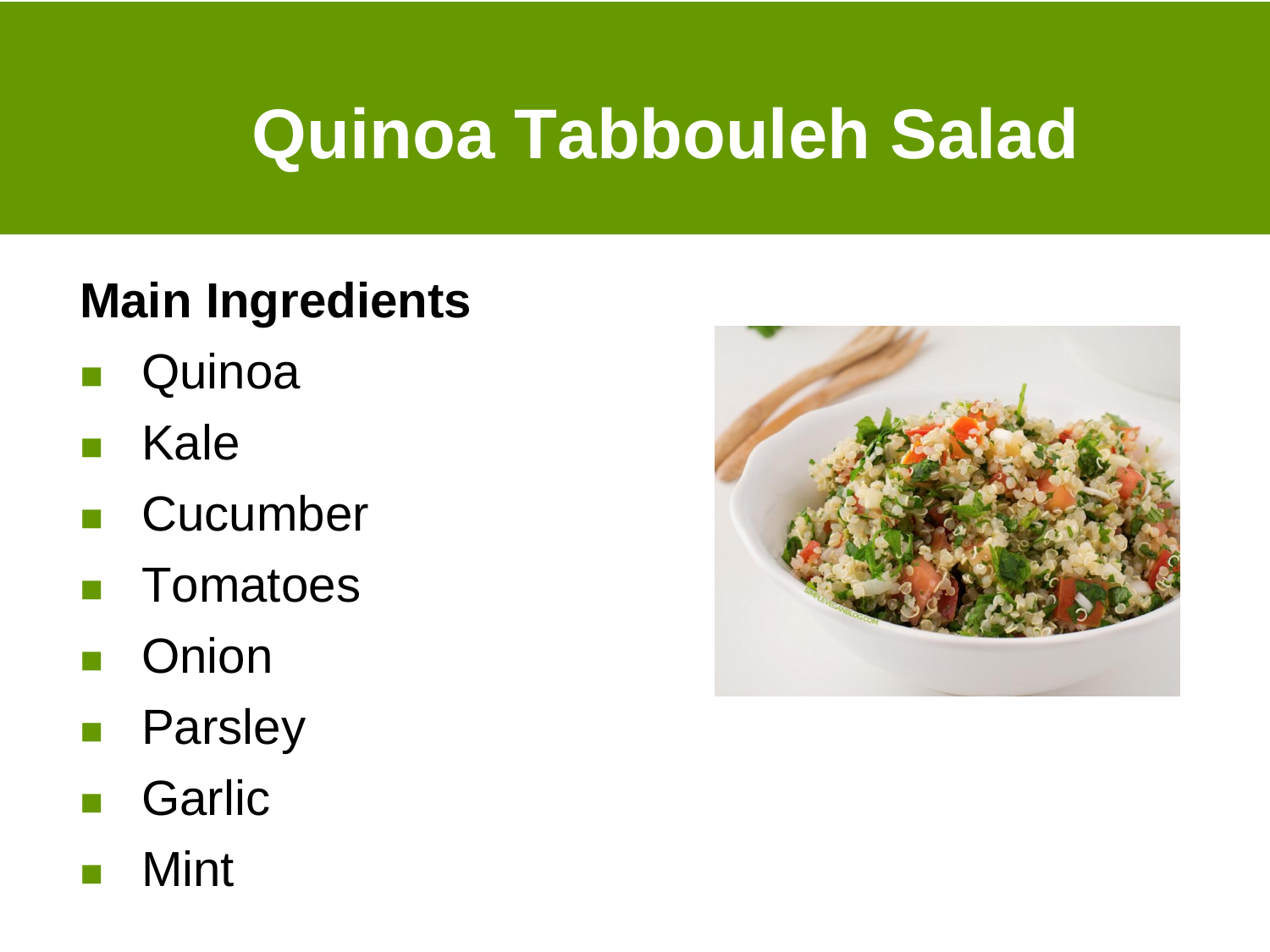# Quinoa Tabbouleh Salad

**Main Ingredients**

- Quinoa
- Kale
- Cucumber
- Tomatoes
- Onion
- Parsley
- Garlic
- Mint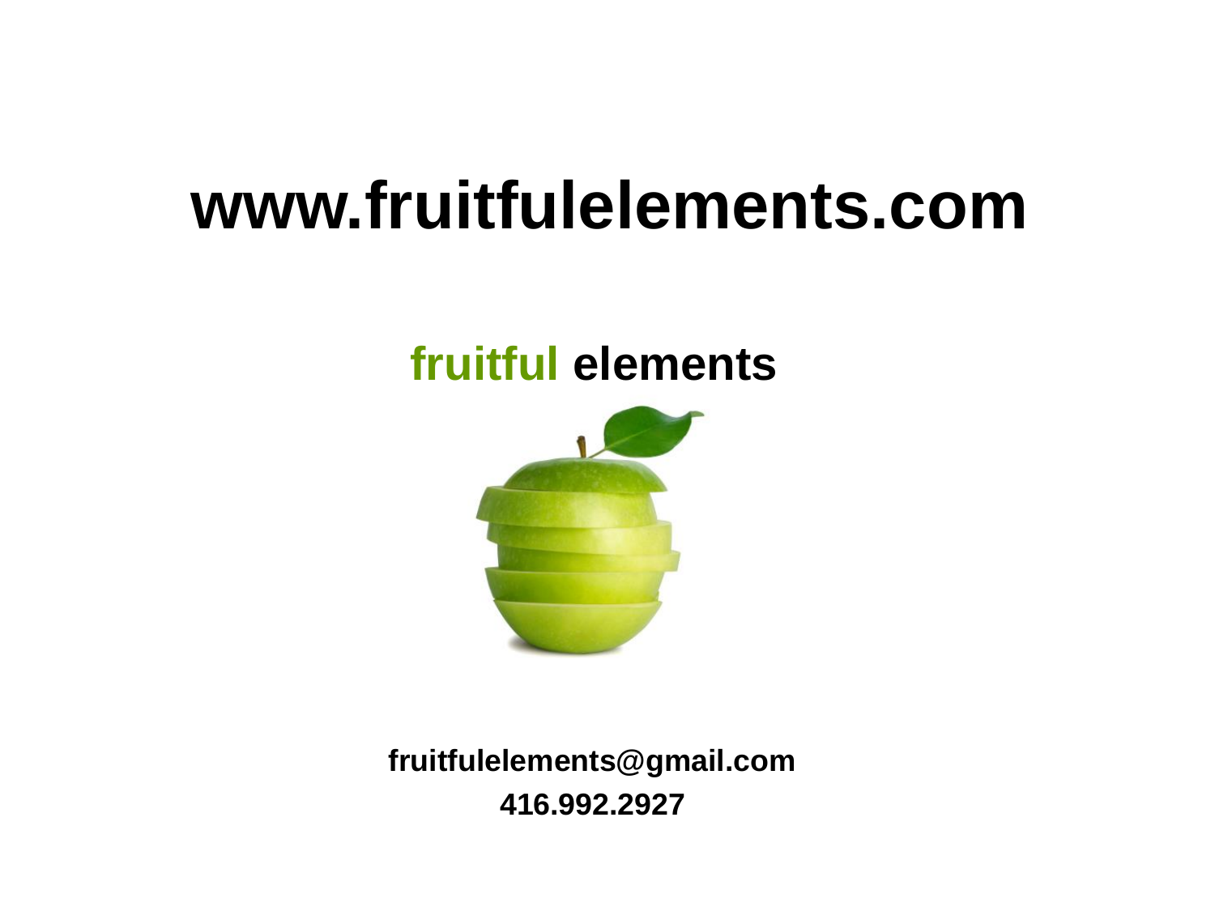# www.fruitfulelements.com

**fruitful elements**

**fruitfulelements@gmail.com**
**416.992.2927**